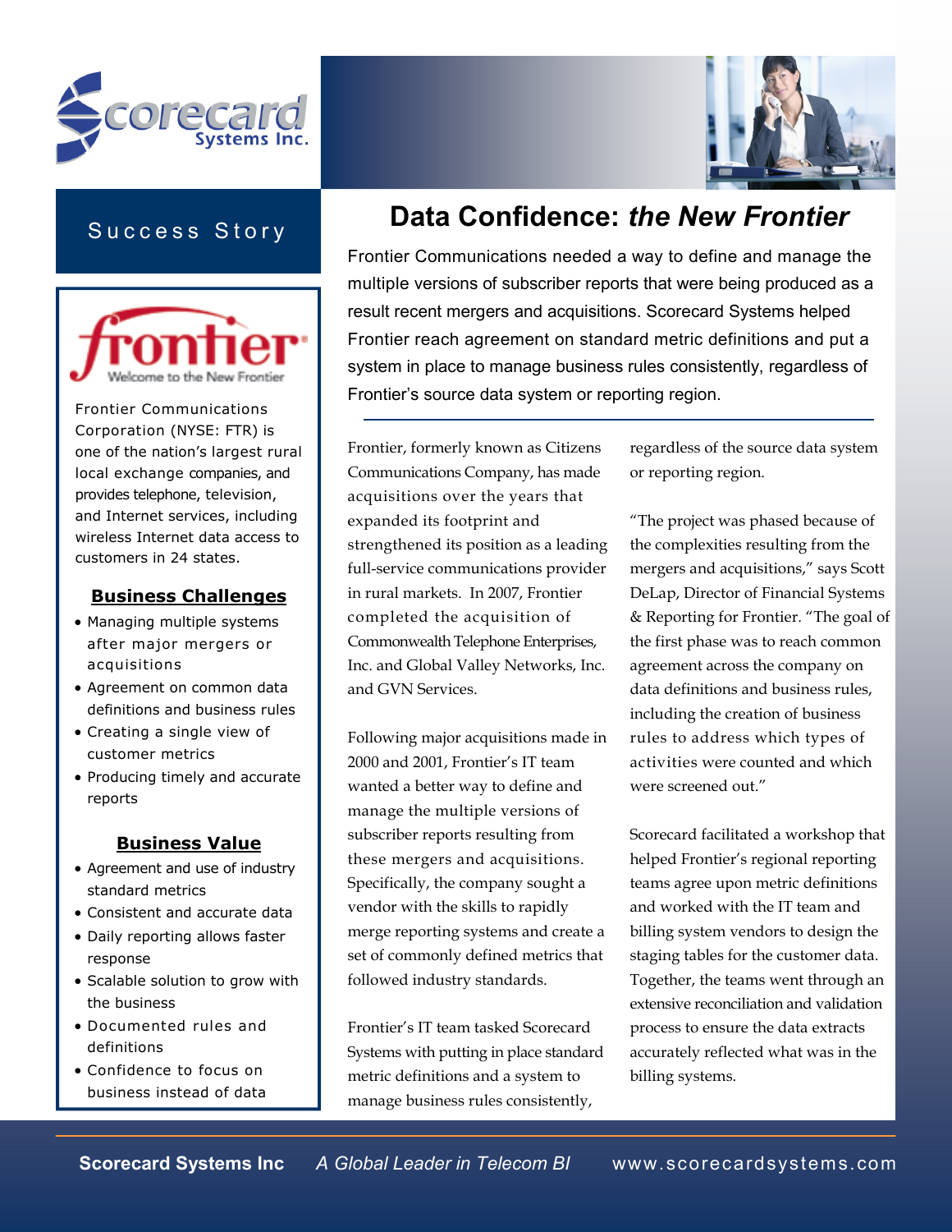Scorecard Systems Inc.

## Success Story

Frontier — Welcome to the New Frontier

Frontier Communications Corporation (NYSE: FTR) is one of the nation's largest rural local exchange companies, and provides telephone, television, and Internet services, including wireless Internet data access to customers in 24 states.

### Business Challenges

- Managing multiple systems after major mergers or acquisitions
- Agreement on common data definitions and business rules
- Creating a single view of customer metrics
- Producing timely and accurate reports

### Business Value

- Agreement and use of industry standard metrics
- Consistent and accurate data
- Daily reporting allows faster response
- Scalable solution to grow with the business
- Documented rules and definitions
- Confidence to focus on business instead of data

# Data Confidence: *the New Frontier*

Frontier Communications needed a way to define and manage the multiple versions of subscriber reports that were being produced as a result recent mergers and acquisitions. Scorecard Systems helped Frontier reach agreement on standard metric definitions and put a system in place to manage business rules consistently, regardless of Frontier's source data system or reporting region.

Frontier, formerly known as Citizens Communications Company, has made acquisitions over the years that expanded its footprint and strengthened its position as a leading full-service communications provider in rural markets. In 2007, Frontier completed the acquisition of Commonwealth Telephone Enterprises, Inc. and Global Valley Networks, Inc. and GVN Services.

Following major acquisitions made in 2000 and 2001, Frontier's IT team wanted a better way to define and manage the multiple versions of subscriber reports resulting from these mergers and acquisitions. Specifically, the company sought a vendor with the skills to rapidly merge reporting systems and create a set of commonly defined metrics that followed industry standards.

Frontier's IT team tasked Scorecard Systems with putting in place standard metric definitions and a system to manage business rules consistently, regardless of the source data system or reporting region.

"The project was phased because of the complexities resulting from the mergers and acquisitions," says Scott DeLap, Director of Financial Systems & Reporting for Frontier. "The goal of the first phase was to reach common agreement across the company on data definitions and business rules, including the creation of business rules to address which types of activities were counted and which were screened out."

Scorecard facilitated a workshop that helped Frontier's regional reporting teams agree upon metric definitions and worked with the IT team and billing system vendors to design the staging tables for the customer data. Together, the teams went through an extensive reconciliation and validation process to ensure the data extracts accurately reflected what was in the billing systems.

**Scorecard Systems Inc** *A Global Leader in Telecom BI* www.scorecardsystems.com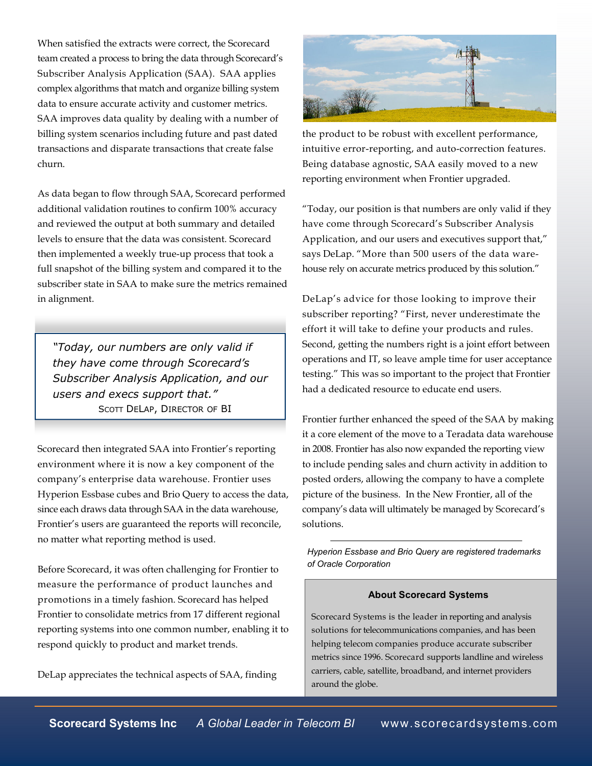When satisfied the extracts were correct, the Scorecard team created a process to bring the data through Scorecard's Subscriber Analysis Application (SAA). SAA applies complex algorithms that match and organize billing system data to ensure accurate activity and customer metrics. SAA improves data quality by dealing with a number of billing system scenarios including future and past dated transactions and disparate transactions that create false churn.

As data began to flow through SAA, Scorecard performed additional validation routines to confirm 100% accuracy and reviewed the output at both summary and detailed levels to ensure that the data was consistent. Scorecard then implemented a weekly true-up process that took a full snapshot of the billing system and compared it to the subscriber state in SAA to make sure the metrics remained in alignment.

> *"Today, our numbers are only valid if they have come through Scorecard's Subscriber Analysis Application, and our users and execs support that."*
>
> SCOTT DELAP, DIRECTOR OF BI

Scorecard then integrated SAA into Frontier's reporting environment where it is now a key component of the company's enterprise data warehouse. Frontier uses Hyperion Essbase cubes and Brio Query to access the data, since each draws data through SAA in the data warehouse, Frontier's users are guaranteed the reports will reconcile, no matter what reporting method is used.

Before Scorecard, it was often challenging for Frontier to measure the performance of product launches and promotions in a timely fashion. Scorecard has helped Frontier to consolidate metrics from 17 different regional reporting systems into one common number, enabling it to respond quickly to product and market trends.

DeLap appreciates the technical aspects of SAA, finding the product to be robust with excellent performance, intuitive error-reporting, and auto-correction features. Being database agnostic, SAA easily moved to a new reporting environment when Frontier upgraded.

"Today, our position is that numbers are only valid if they have come through Scorecard's Subscriber Analysis Application, and our users and executives support that," says DeLap. "More than 500 users of the data warehouse rely on accurate metrics produced by this solution."

DeLap's advice for those looking to improve their subscriber reporting? "First, never underestimate the effort it will take to define your products and rules. Second, getting the numbers right is a joint effort between operations and IT, so leave ample time for user acceptance testing." This was so important to the project that Frontier had a dedicated resource to educate end users.

Frontier further enhanced the speed of the SAA by making it a core element of the move to a Teradata data warehouse in 2008. Frontier has also now expanded the reporting view to include pending sales and churn activity in addition to posted orders, allowing the company to have a complete picture of the business. In the New Frontier, all of the company's data will ultimately be managed by Scorecard's solutions.

---

*Hyperion Essbase and Brio Query are registered trademarks of Oracle Corporation*

**About Scorecard Systems**

Scorecard Systems is the leader in reporting and analysis solutions for telecommunications companies, and has been helping telecom companies produce accurate subscriber metrics since 1996. Scorecard supports landline and wireless carriers, cable, satellite, broadband, and internet providers around the globe.

**Scorecard Systems Inc** *A Global Leader in Telecom BI* www.scorecardsystems.com